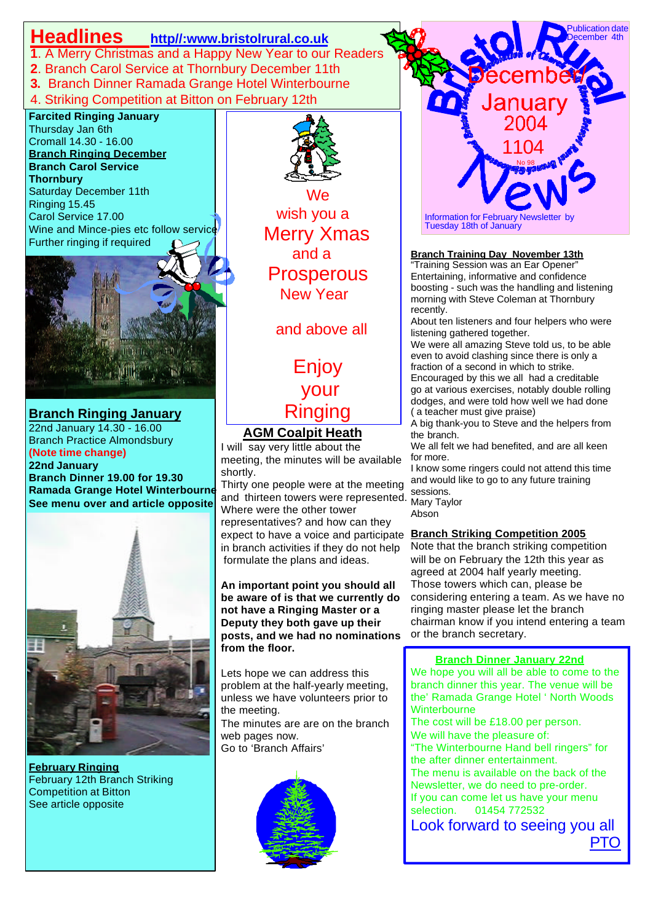# Headlines

http//:www.bristolrural.co.uk

1. A Merry Christmas and a Happy New Year to our Readers
2. Branch Carol Service at Thornbury December 11th
3. Branch Dinner Ramada Grange Hotel Winterbourne
4. Striking Competition at Bitton on February 12th

**Bristol Rural News**

December / January 2004

1104

No 98

Publication date December 4th

Information for February Newsletter by Tuesday 18th of January

**Farcited Ringing January**
Thursday Jan 6th
Cromall 14.30 - 16.00

**Branch Ringing December**

**Branch Carol Service**
**Thornbury**
Saturday December 11th
Ringing 15.45
Carol Service 17.00
Wine and Mince-pies etc follow service
Further ringing if required

## Branch Ringing January

22nd January 14.30 - 16.00
Branch Practice Almondsbury
**(Note time change)**

**22nd January**
**Branch Dinner 19.00 for 19.30**
**Ramada Grange Hotel Winterbourne**
**See menu over and article opposite**

**February Ringing**
February 12th Branch Striking Competition at Bitton
See article opposite

We wish you a Merry Xmas and a Prosperous New Year

and above all

Enjoy your Ringing

## AGM Coalpit Heath

I will say very little about the meeting, the minutes will be available shortly.

Thirty one people were at the meeting and thirteen towers were represented. Where were the other tower representatives? and how can they expect to have a voice and participate in branch activities if they do not help formulate the plans and ideas.

**An important point you should all be aware of is that we currently do not have a Ringing Master or a Deputy they both gave up their posts, and we had no nominations from the floor.**

Lets hope we can address this problem at the half-yearly meeting, unless we have volunteers prior to the meeting.

The minutes are are on the branch web pages now.
Go to 'Branch Affairs'

## Branch Training Day November 13th

"Training Session was an Ear Opener"

Entertaining, informative and confidence boosting - such was the handling and listening morning with Steve Coleman at Thornbury recently.

About ten listeners and four helpers who were listening gathered together.

We were all amazing Steve told us, to be able even to avoid clashing since there is only a fraction of a second in which to strike.

Encouraged by this we all had a creditable go at various exercises, notably double rolling dodges, and were told how well we had done ( a teacher must give praise)

A big thank-you to Steve and the helpers from the branch.

We all felt we had benefited, and are all keen for more.

I know some ringers could not attend this time and would like to go to any future training sessions.

Mary Taylor
Abson

## Branch Striking Competition 2005

Note that the branch striking competition will be on February the 12th this year as agreed at 2004 half yearly meeting. Those towers which can, please be considering entering a team. As we have no ringing master please let the branch chairman know if you intend entering a team or the branch secretary.

## Branch Dinner January 22nd

We hope you will all be able to come to the branch dinner this year. The venue will be the' Ramada Grange Hotel ' North Woods Winterbourne

The cost will be £18.00 per person.

We will have the pleasure of:
"The Winterbourne Hand bell ringers" for the after dinner entertainment.

The menu is available on the back of the Newsletter, we do need to pre-order.
If you can come let us have your menu selection. 01454 772532

Look forward to seeing you all

PTO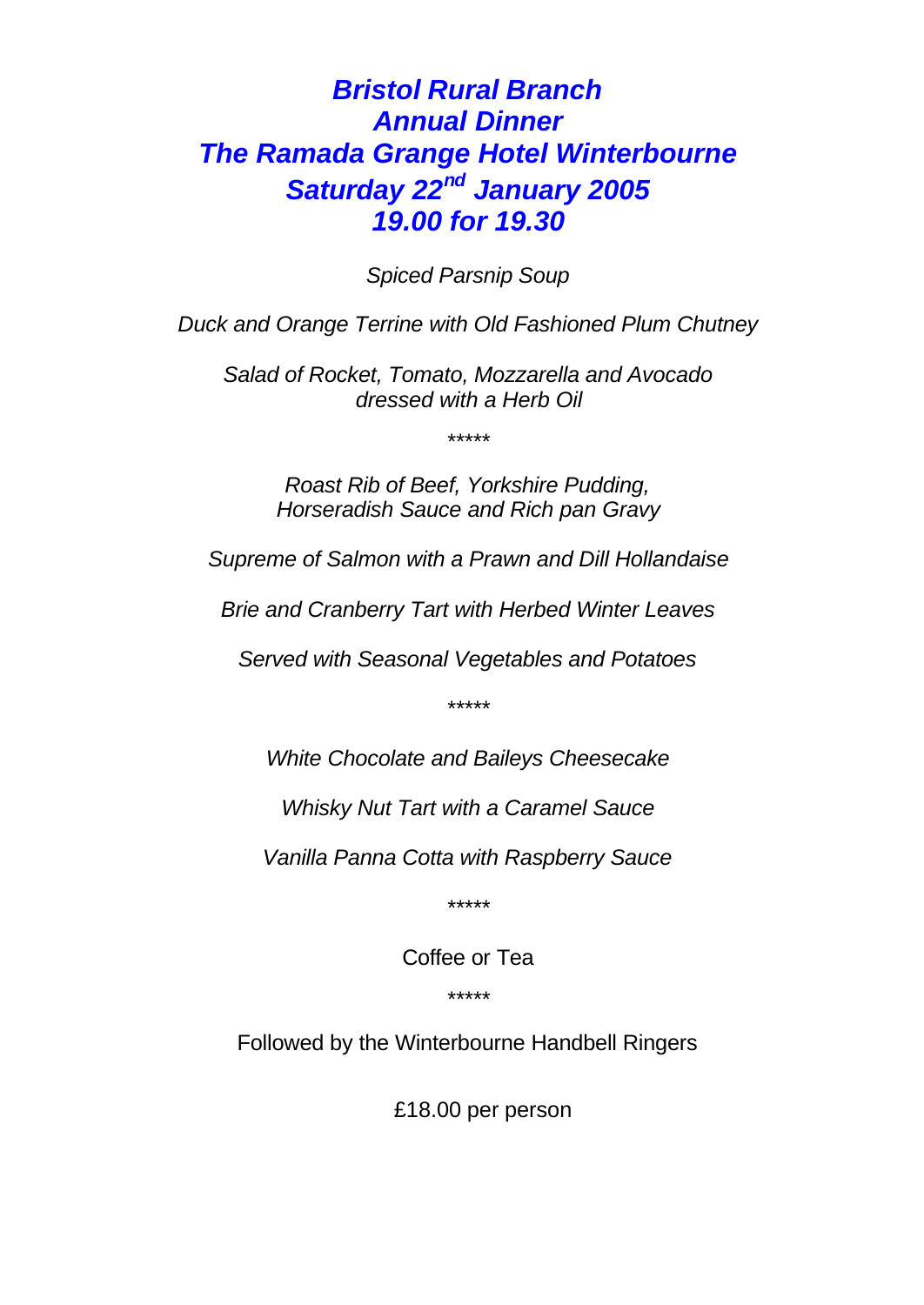# *Bristol Rural Branch*
# *Annual Dinner*
# *The Ramada Grange Hotel Winterbourne*
# *Saturday 22nd January 2005*
# *19.00 for 19.30*

*Spiced Parsnip Soup*

*Duck and Orange Terrine with Old Fashioned Plum Chutney*

*Salad of Rocket, Tomato, Mozzarella and Avocado dressed with a Herb Oil*

*****

*Roast Rib of Beef, Yorkshire Pudding, Horseradish Sauce and Rich pan Gravy*

*Supreme of Salmon with a Prawn and Dill Hollandaise*

*Brie and Cranberry Tart with Herbed Winter Leaves*

*Served with Seasonal Vegetables and Potatoes*

*****

*White Chocolate and Baileys Cheesecake*

*Whisky Nut Tart with a Caramel Sauce*

*Vanilla Panna Cotta with Raspberry Sauce*

*****

Coffee or Tea

*****

Followed by the Winterbourne Handbell Ringers

£18.00 per person